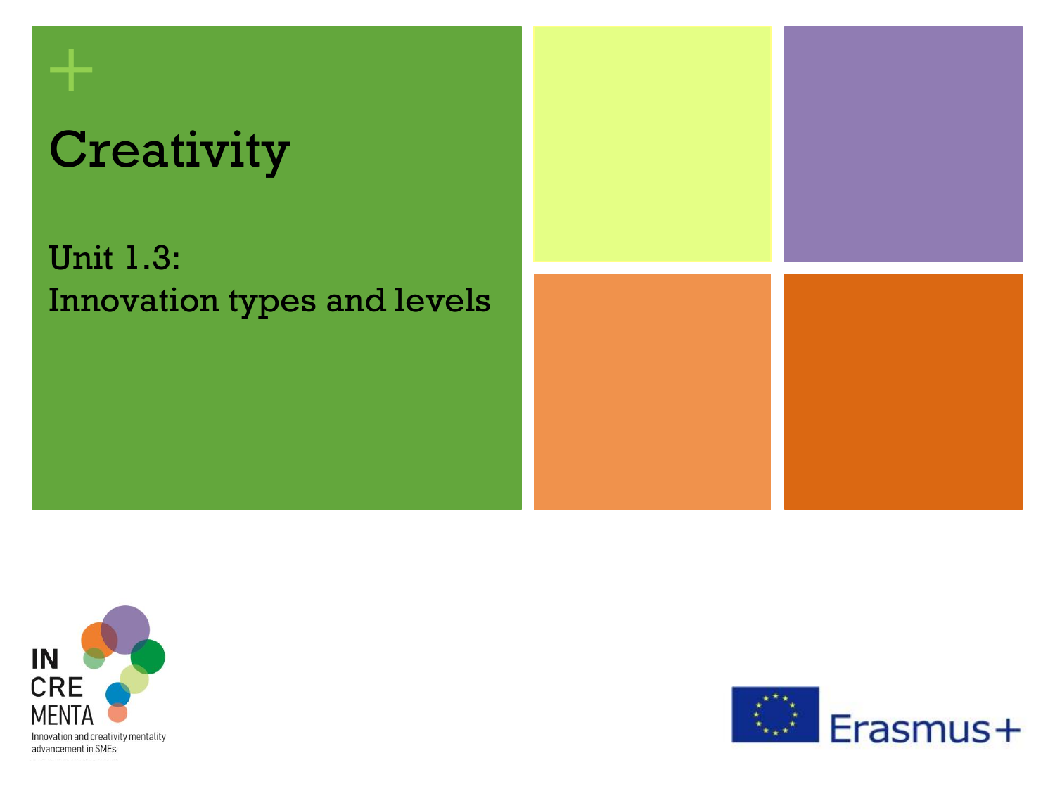# Creativity

## Unit 1.3: Innovation types and levels

IN CRE MENTA

Innovation and creativity mentality advancement in SMEs

Erasmus+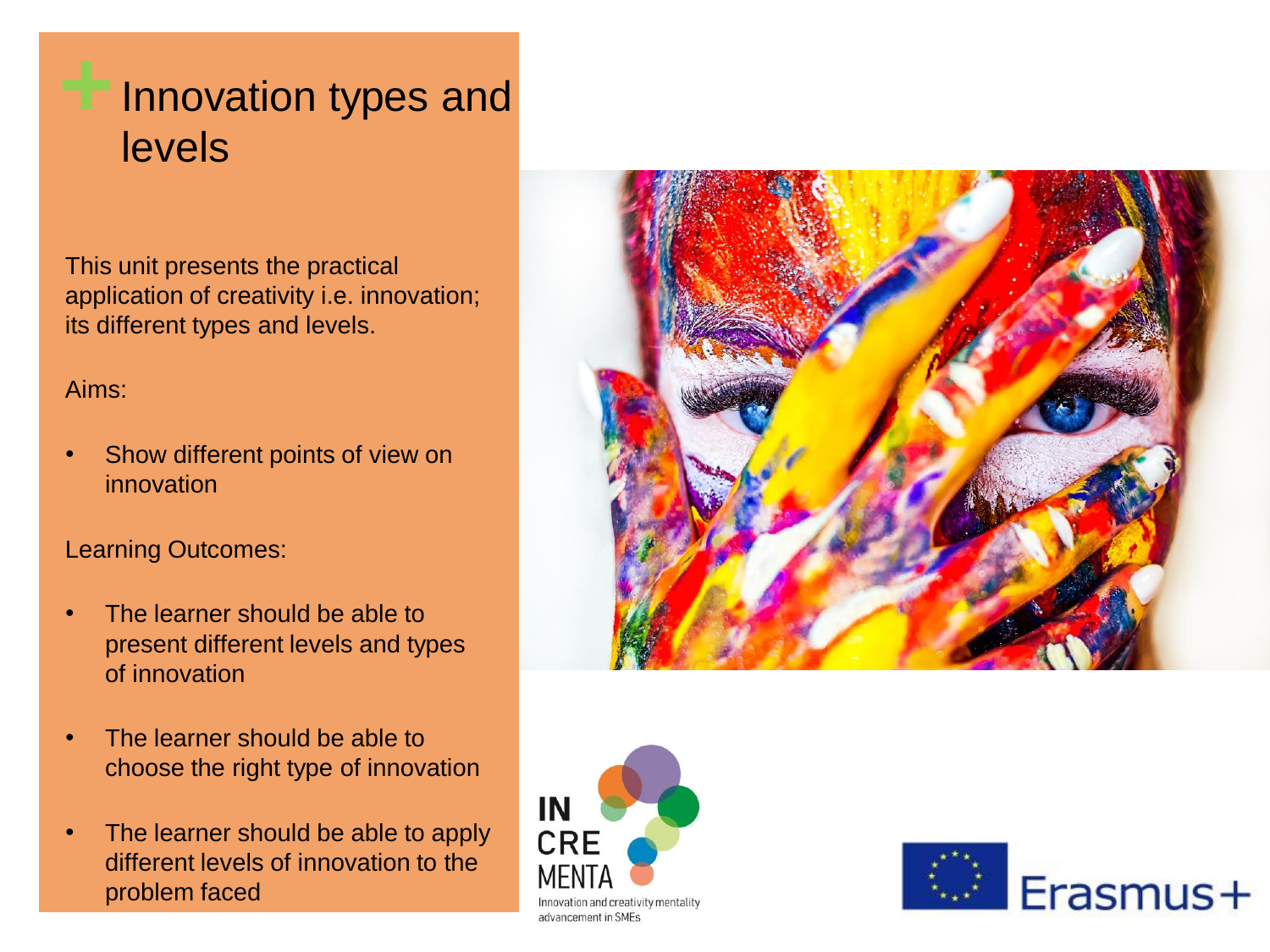# Innovation types and levels

This unit presents the practical application of creativity i.e. innovation; its different types and levels.

Aims:

- Show different points of view on innovation

Learning Outcomes:

- The learner should be able to present different levels and types of innovation
- The learner should be able to choose the right type of innovation
- The learner should be able to apply different levels of innovation to the problem faced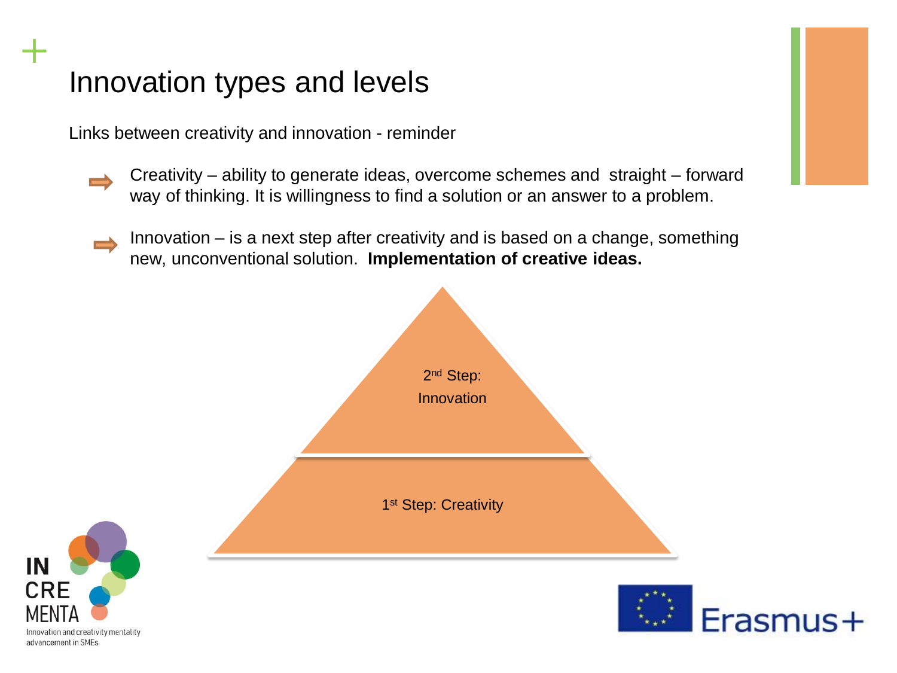# Innovation types and levels

Links between creativity and innovation - reminder

- Creativity – ability to generate ideas, overcome schemes and straight – forward way of thinking. It is willingness to find a solution or an answer to a problem.
- Innovation – is a next step after creativity and is based on a change, something new, unconventional solution. **Implementation of creative ideas.**

2nd Step: Innovation

1st Step: Creativity

IN CRE MENTA
Innovation and creativity mentality advancement in SMEs

Erasmus+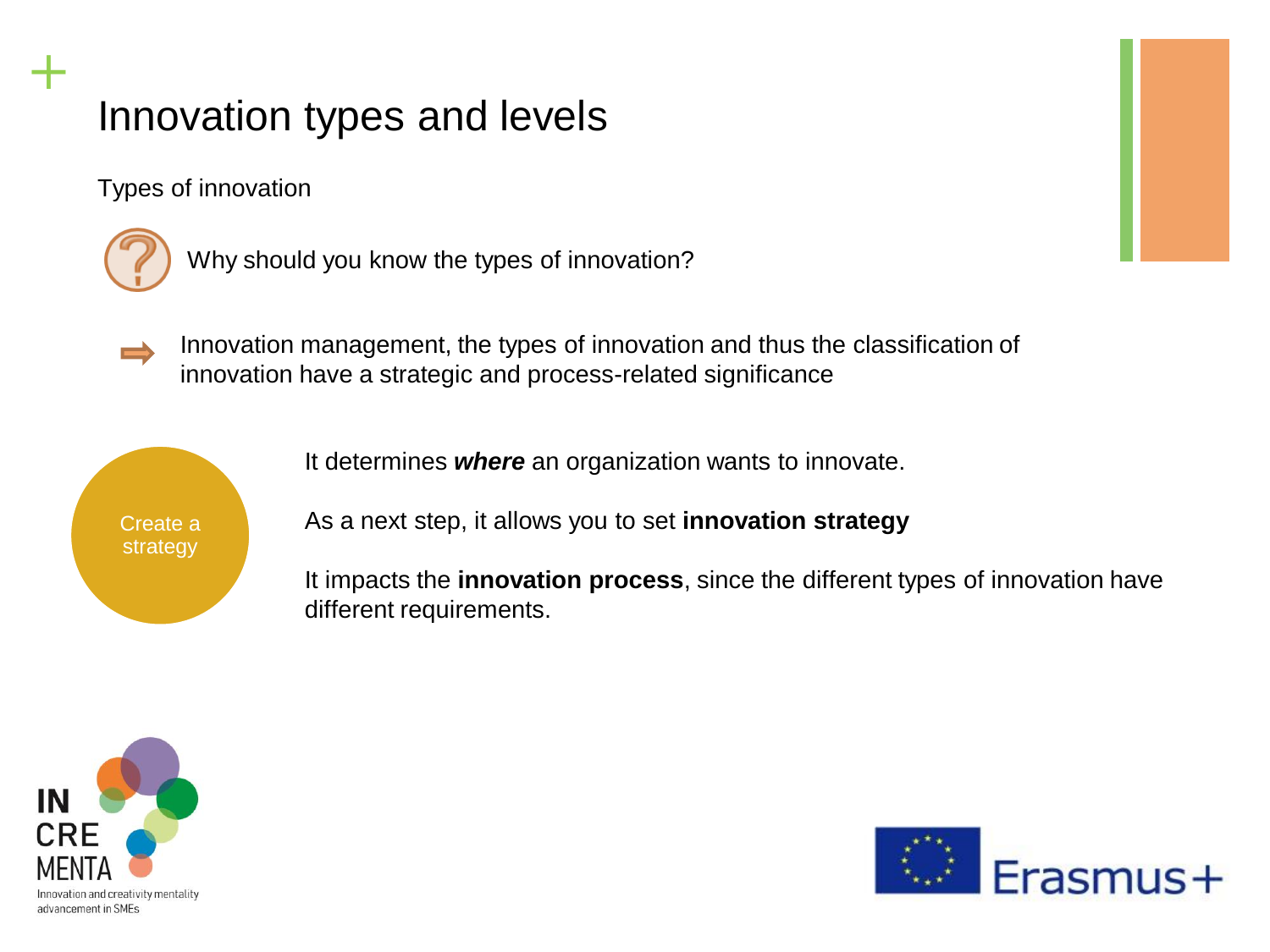# Innovation types and levels

Types of innovation

Why should you know the types of innovation?

Innovation management, the types of innovation and thus the classification of innovation have a strategic and process-related significance

Create a strategy

It determines ***where*** an organization wants to innovate.

As a next step, it allows you to set **innovation strategy**

It impacts the **innovation process**, since the different types of innovation have different requirements.

INCREMENTA – Innovation and creativity mentality advancement in SMEs

Erasmus+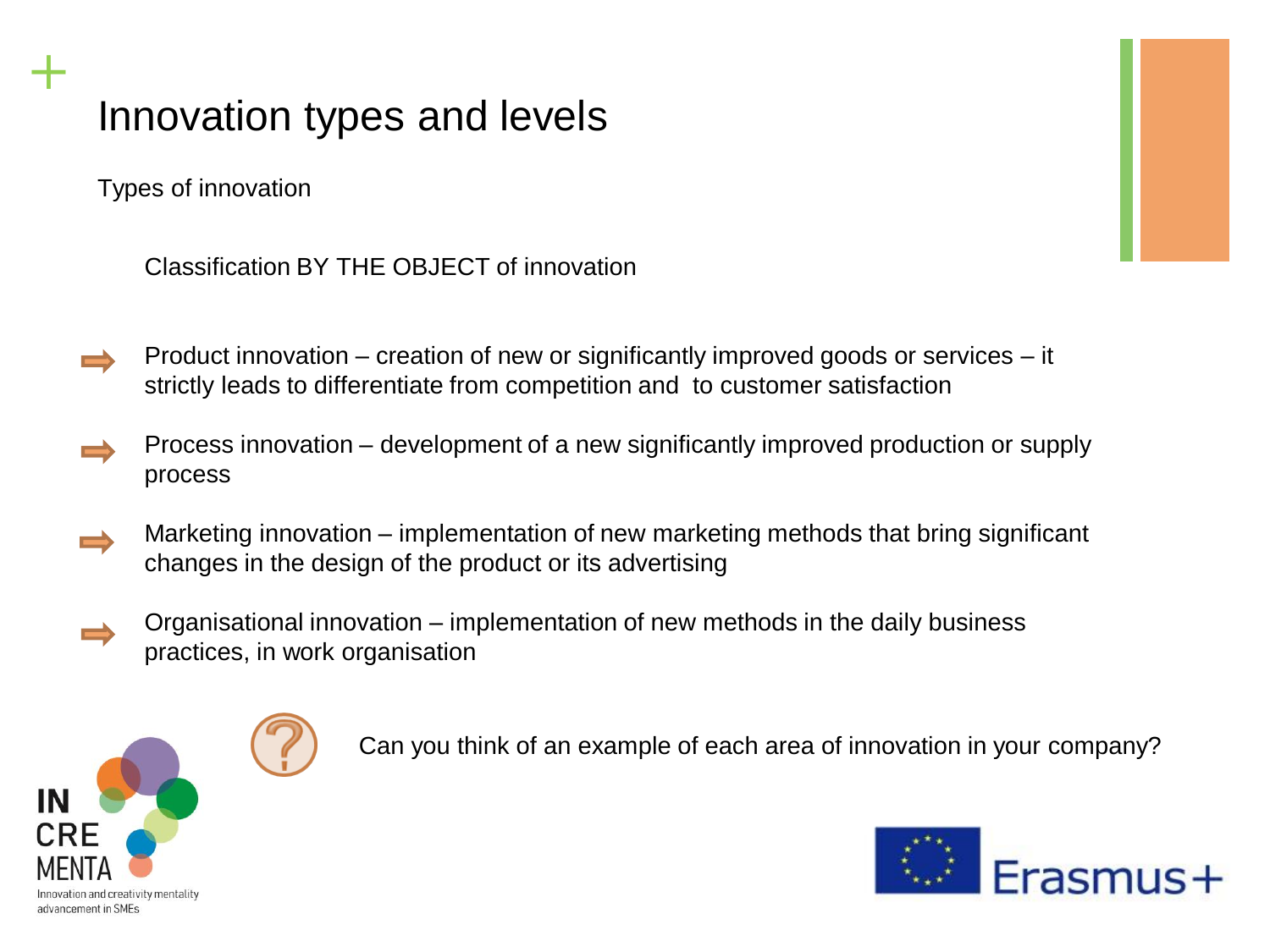# Innovation types and levels

Types of innovation

Classification BY THE OBJECT of innovation

- Product innovation – creation of new or significantly improved goods or services – it strictly leads to differentiate from competition and to customer satisfaction
- Process innovation – development of a new significantly improved production or supply process
- Marketing innovation – implementation of new marketing methods that bring significant changes in the design of the product or its advertising
- Organisational innovation – implementation of new methods in the daily business practices, in work organisation

Can you think of an example of each area of innovation in your company?

IN CRE MENTA – Innovation and creativity mentality advancement in SMEs

Erasmus+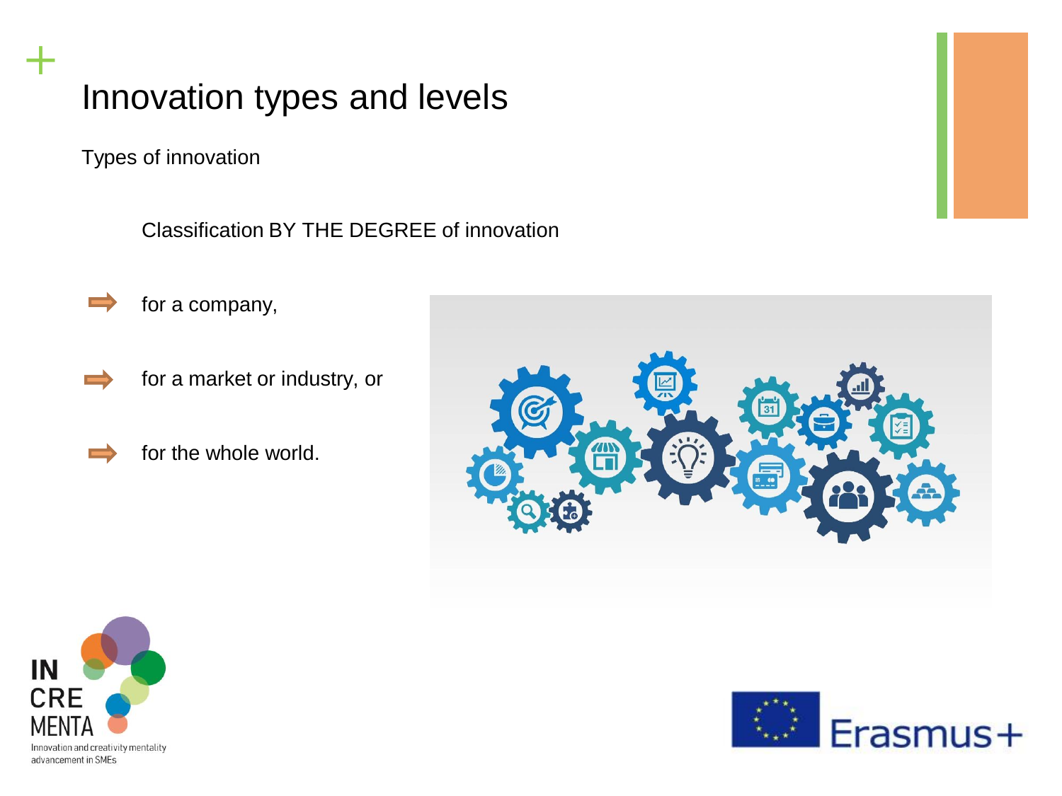# Innovation types and levels

Types of innovation

Classification BY THE DEGREE of innovation

- for a company,
- for a market or industry, or
- for the whole world.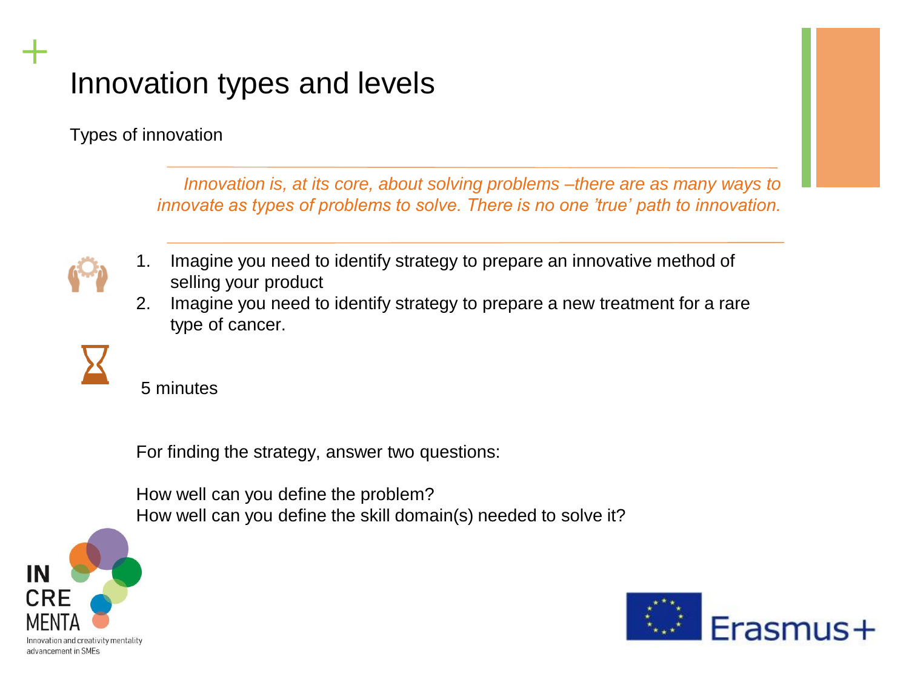# Innovation types and levels

Types of innovation

*Innovation is, at its core, about solving problems –there are as many ways to innovate as types of problems to solve. There is no one 'true' path to innovation.*

1. Imagine you need to identify strategy to prepare an innovative method of selling your product
2. Imagine you need to identify strategy to prepare a new treatment for a rare type of cancer.

5 minutes

For finding the strategy, answer two questions:

How well can you define the problem?
How well can you define the skill domain(s) needed to solve it?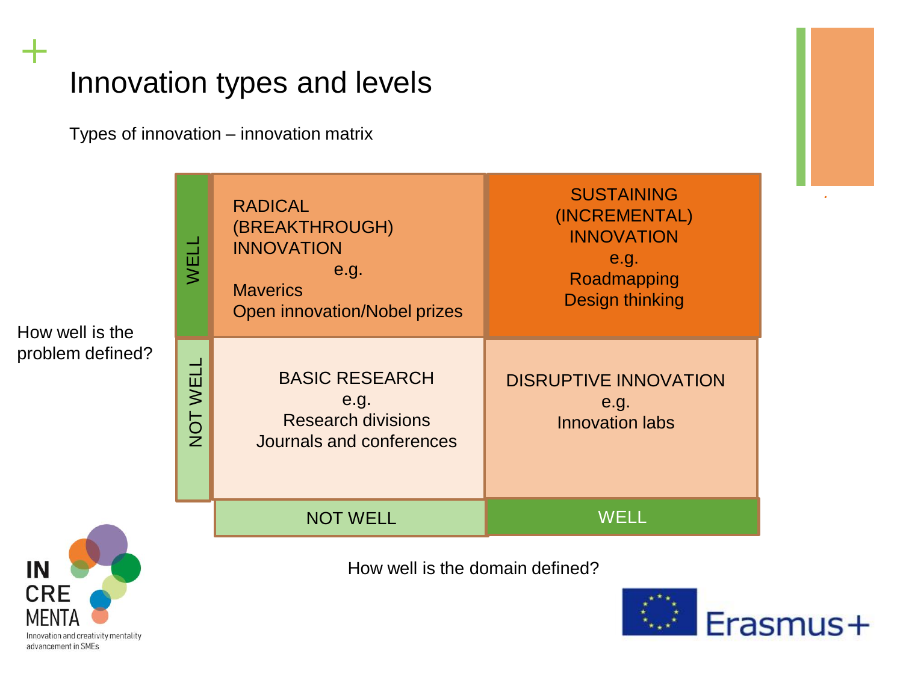# Innovation types and levels

Types of innovation – innovation matrix

| How well is the problem defined? | Domain: NOT WELL | Domain: WELL |
|---|---|---|
| **WELL** | RADICAL (BREAKTHROUGH) INNOVATION<br>e.g.<br>Maverics<br>Open innovation/Nobel prizes | SUSTAINING (INCREMENTAL) INNOVATION<br>e.g.<br>Roadmapping<br>Design thinking |
| **NOT WELL** | BASIC RESEARCH<br>e.g.<br>Research divisions<br>Journals and conferences | DISRUPTIVE INNOVATION<br>e.g.<br>Innovation labs |

How well is the domain defined?

INCREMENTA – Innovation and creativity mentality advancement in SMEs

Erasmus+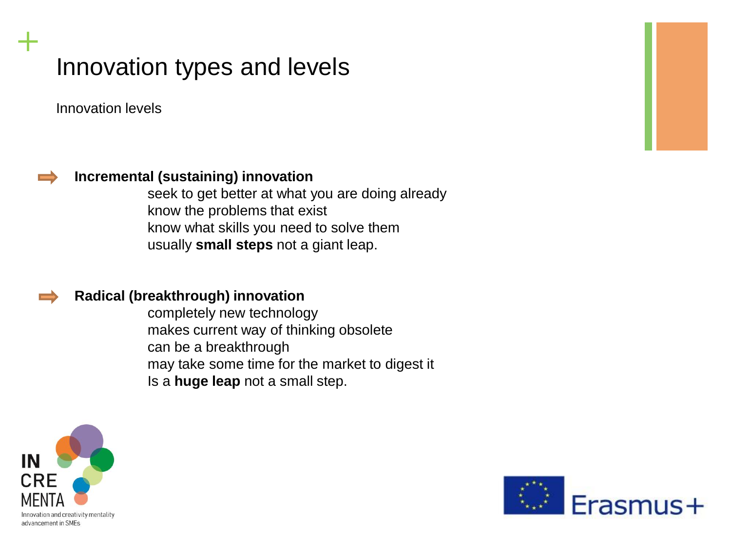# Innovation types and levels

Innovation levels

- **Incremental (sustaining) innovation**
  - seek to get better at what you are doing already
  - know the problems that exist
  - know what skills you need to solve them
  - usually **small steps** not a giant leap.

- **Radical (breakthrough) innovation**
  - completely new technology
  - makes current way of thinking obsolete
  - can be a breakthrough
  - may take some time for the market to digest it
  - Is a **huge leap** not a small step.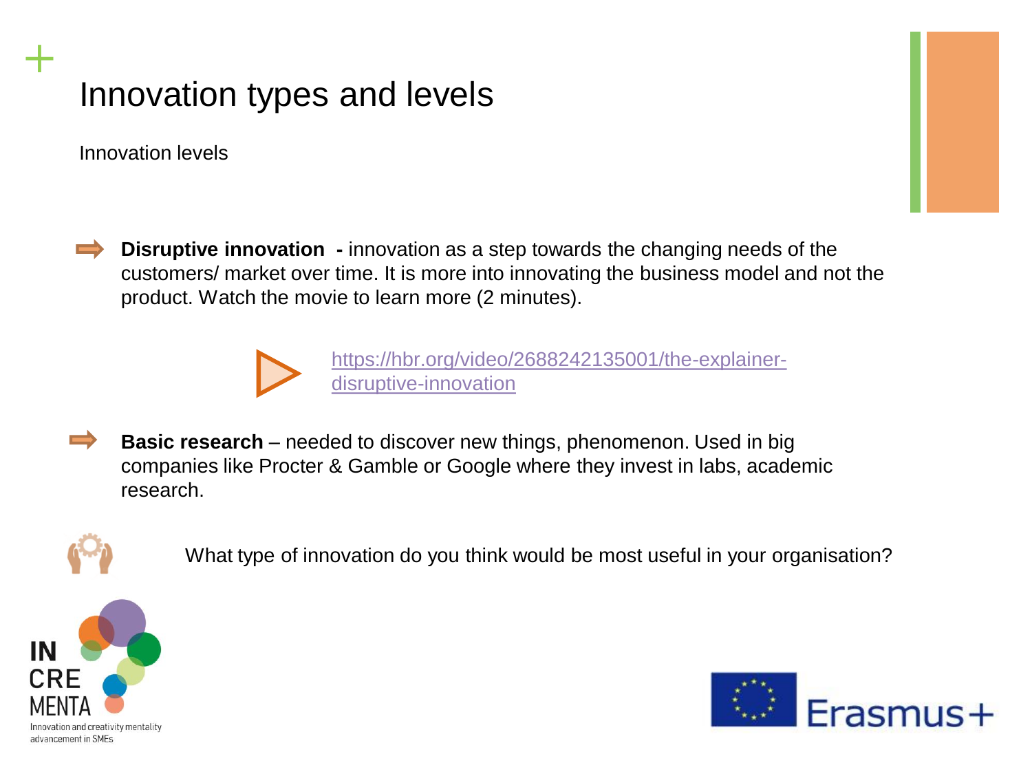# Innovation types and levels

Innovation levels

- **Disruptive innovation -** innovation as a step towards the changing needs of the customers/ market over time. It is more into innovating the business model and not the product. Watch the movie to learn more (2 minutes).

  https://hbr.org/video/2688242135001/the-explainer-disruptive-innovation

- **Basic research** – needed to discover new things, phenomenon. Used in big companies like Procter & Gamble or Google where they invest in labs, academic research.

What type of innovation do you think would be most useful in your organisation?

IN CRE MENTA Innovation and creativity mentality advancement in SMEs

Erasmus+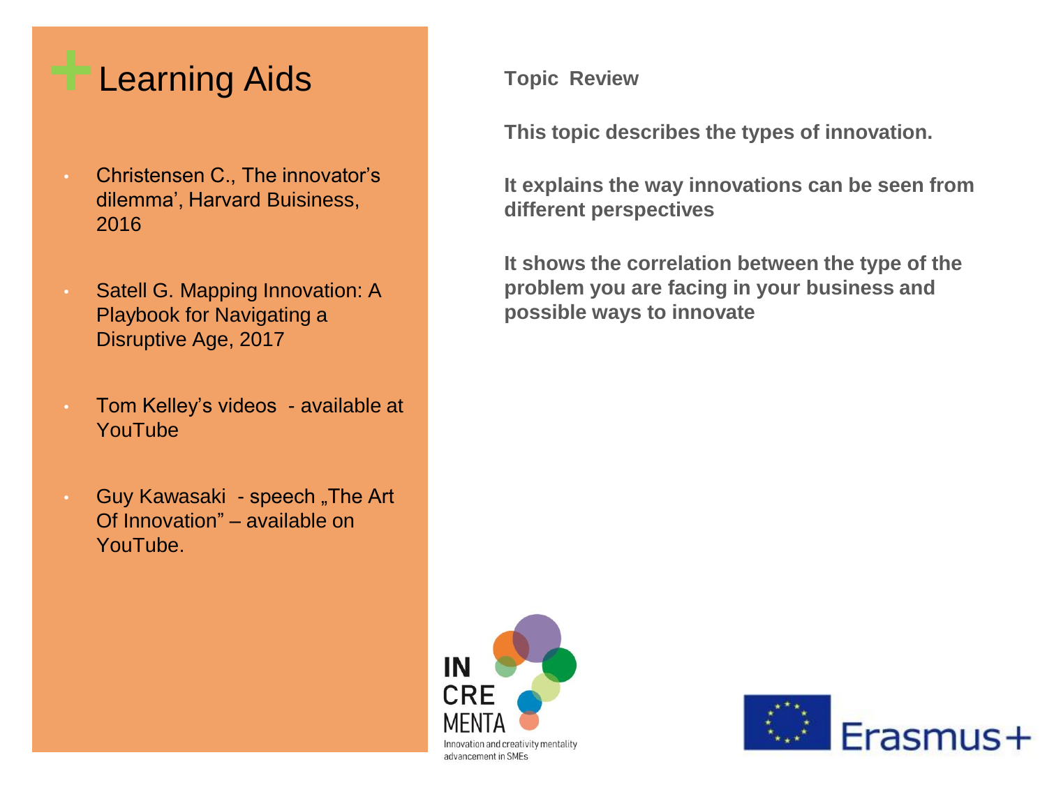# Learning Aids

- Christensen C., The innovator's dilemma', Harvard Buisiness, 2016
- Satell G. Mapping Innovation: A Playbook for Navigating a Disruptive Age, 2017
- Tom Kelley's videos - available at YouTube
- Guy Kawasaki - speech „The Art Of Innovation" – available on YouTube.

**Topic Review**

**This topic describes the types of innovation.**

**It explains the way innovations can be seen from different perspectives**

**It shows the correlation between the type of the problem you are facing in your business and possible ways to innovate**

IN CRE MENTA

Innovation and creativity mentality advancement in SMEs

Erasmus+